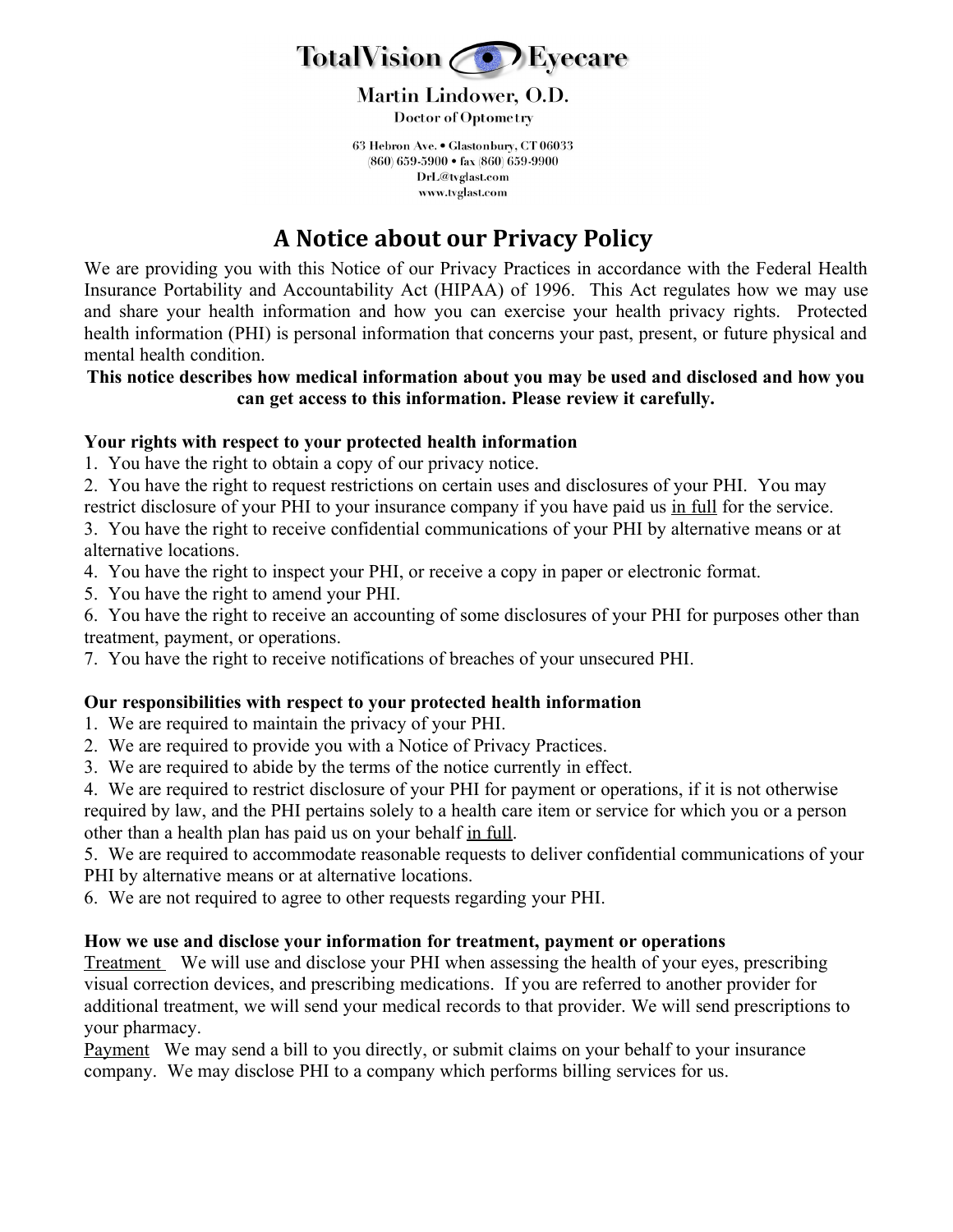# TotalVision Eyecare

**Martin Lindower, O.D.**
Doctor of Optometry

63 Hebron Ave. • Glastonbury, CT 06033
(860) 659-5900 • fax (860) 659-9900
DrL@tvglast.com
www.tvglast.com

## A Notice about our Privacy Policy

We are providing you with this Notice of our Privacy Practices in accordance with the Federal Health Insurance Portability and Accountability Act (HIPAA) of 1996. This Act regulates how we may use and share your health information and how you can exercise your health privacy rights. Protected health information (PHI) is personal information that concerns your past, present, or future physical and mental health condition.

**This notice describes how medical information about you may be used and disclosed and how you can get access to this information. Please review it carefully.**

**Your rights with respect to your protected health information**

1. You have the right to obtain a copy of our privacy notice.
2. You have the right to request restrictions on certain uses and disclosures of your PHI. You may restrict disclosure of your PHI to your insurance company if you have paid us <u>in full</u> for the service.
3. You have the right to receive confidential communications of your PHI by alternative means or at alternative locations.
4. You have the right to inspect your PHI, or receive a copy in paper or electronic format.
5. You have the right to amend your PHI.
6. You have the right to receive an accounting of some disclosures of your PHI for purposes other than treatment, payment, or operations.
7. You have the right to receive notifications of breaches of your unsecured PHI.

**Our responsibilities with respect to your protected health information**

1. We are required to maintain the privacy of your PHI.
2. We are required to provide you with a Notice of Privacy Practices.
3. We are required to abide by the terms of the notice currently in effect.
4. We are required to restrict disclosure of your PHI for payment or operations, if it is not otherwise required by law, and the PHI pertains solely to a health care item or service for which you or a person other than a health plan has paid us on your behalf <u>in full</u>.
5. We are required to accommodate reasonable requests to deliver confidential communications of your PHI by alternative means or at alternative locations.
6. We are not required to agree to other requests regarding your PHI.

**How we use and disclose your information for treatment, payment or operations**

<u>Treatment</u> We will use and disclose your PHI when assessing the health of your eyes, prescribing visual correction devices, and prescribing medications. If you are referred to another provider for additional treatment, we will send your medical records to that provider. We will send prescriptions to your pharmacy.

<u>Payment</u> We may send a bill to you directly, or submit claims on your behalf to your insurance company. We may disclose PHI to a company which performs billing services for us.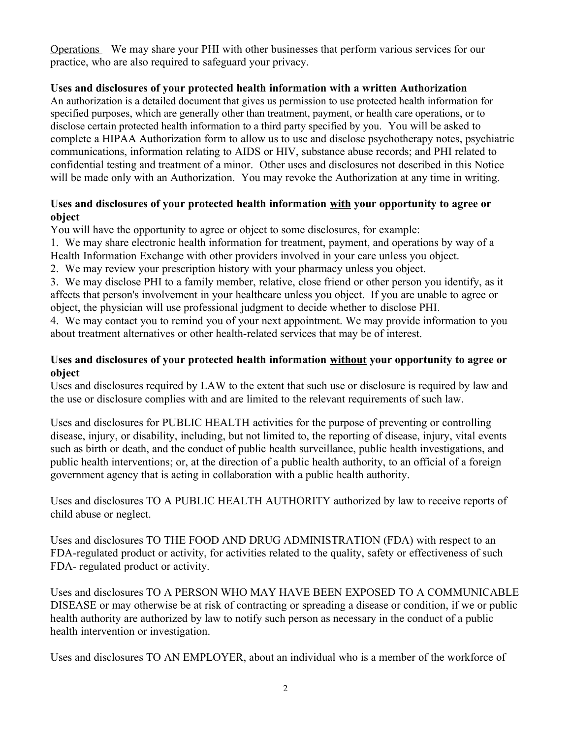Operations We may share your PHI with other businesses that perform various services for our practice, who are also required to safeguard your privacy.

**Uses and disclosures of your protected health information with a written Authorization**

An authorization is a detailed document that gives us permission to use protected health information for specified purposes, which are generally other than treatment, payment, or health care operations, or to disclose certain protected health information to a third party specified by you. You will be asked to complete a HIPAA Authorization form to allow us to use and disclose psychotherapy notes, psychiatric communications, information relating to AIDS or HIV, substance abuse records; and PHI related to confidential testing and treatment of a minor. Other uses and disclosures not described in this Notice will be made only with an Authorization. You may revoke the Authorization at any time in writing.

**Uses and disclosures of your protected health information with your opportunity to agree or object**

You will have the opportunity to agree or object to some disclosures, for example:

1. We may share electronic health information for treatment, payment, and operations by way of a Health Information Exchange with other providers involved in your care unless you object.
2. We may review your prescription history with your pharmacy unless you object.
3. We may disclose PHI to a family member, relative, close friend or other person you identify, as it affects that person's involvement in your healthcare unless you object. If you are unable to agree or object, the physician will use professional judgment to decide whether to disclose PHI.
4. We may contact you to remind you of your next appointment. We may provide information to you about treatment alternatives or other health-related services that may be of interest.

**Uses and disclosures of your protected health information without your opportunity to agree or object**

Uses and disclosures required by LAW to the extent that such use or disclosure is required by law and the use or disclosure complies with and are limited to the relevant requirements of such law.

Uses and disclosures for PUBLIC HEALTH activities for the purpose of preventing or controlling disease, injury, or disability, including, but not limited to, the reporting of disease, injury, vital events such as birth or death, and the conduct of public health surveillance, public health investigations, and public health interventions; or, at the direction of a public health authority, to an official of a foreign government agency that is acting in collaboration with a public health authority.

Uses and disclosures TO A PUBLIC HEALTH AUTHORITY authorized by law to receive reports of child abuse or neglect.

Uses and disclosures TO THE FOOD AND DRUG ADMINISTRATION (FDA) with respect to an FDA-regulated product or activity, for activities related to the quality, safety or effectiveness of such FDA- regulated product or activity.

Uses and disclosures TO A PERSON WHO MAY HAVE BEEN EXPOSED TO A COMMUNICABLE DISEASE or may otherwise be at risk of contracting or spreading a disease or condition, if we or public health authority are authorized by law to notify such person as necessary in the conduct of a public health intervention or investigation.

Uses and disclosures TO AN EMPLOYER, about an individual who is a member of the workforce of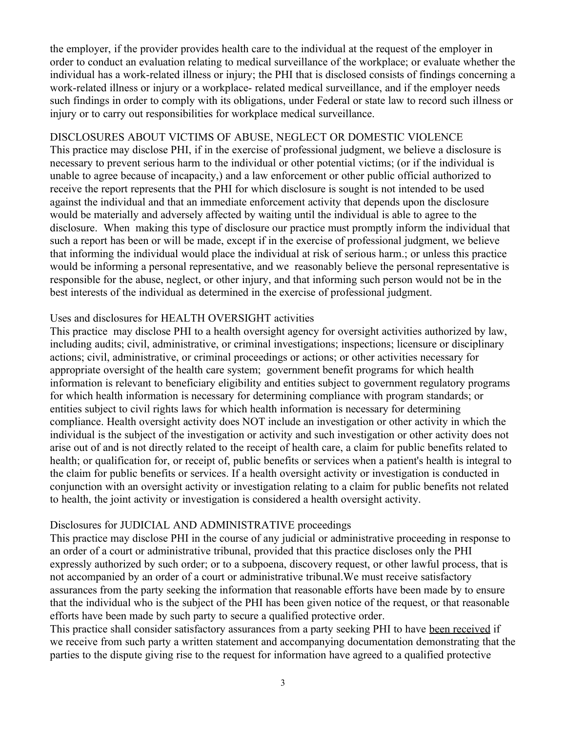the employer, if the provider provides health care to the individual at the request of the employer in order to conduct an evaluation relating to medical surveillance of the workplace; or evaluate whether the individual has a work-related illness or injury; the PHI that is disclosed consists of findings concerning a work-related illness or injury or a workplace- related medical surveillance, and if the employer needs such findings in order to comply with its obligations, under Federal or state law to record such illness or injury or to carry out responsibilities for workplace medical surveillance.

DISCLOSURES ABOUT VICTIMS OF ABUSE, NEGLECT OR DOMESTIC VIOLENCE

This practice may disclose PHI, if in the exercise of professional judgment, we believe a disclosure is necessary to prevent serious harm to the individual or other potential victims; (or if the individual is unable to agree because of incapacity,) and a law enforcement or other public official authorized to receive the report represents that the PHI for which disclosure is sought is not intended to be used against the individual and that an immediate enforcement activity that depends upon the disclosure would be materially and adversely affected by waiting until the individual is able to agree to the disclosure. When making this type of disclosure our practice must promptly inform the individual that such a report has been or will be made, except if in the exercise of professional judgment, we believe that informing the individual would place the individual at risk of serious harm.; or unless this practice would be informing a personal representative, and we reasonably believe the personal representative is responsible for the abuse, neglect, or other injury, and that informing such person would not be in the best interests of the individual as determined in the exercise of professional judgment.

Uses and disclosures for HEALTH OVERSIGHT activities

This practice may disclose PHI to a health oversight agency for oversight activities authorized by law, including audits; civil, administrative, or criminal investigations; inspections; licensure or disciplinary actions; civil, administrative, or criminal proceedings or actions; or other activities necessary for appropriate oversight of the health care system; government benefit programs for which health information is relevant to beneficiary eligibility and entities subject to government regulatory programs for which health information is necessary for determining compliance with program standards; or entities subject to civil rights laws for which health information is necessary for determining compliance. Health oversight activity does NOT include an investigation or other activity in which the individual is the subject of the investigation or activity and such investigation or other activity does not arise out of and is not directly related to the receipt of health care, a claim for public benefits related to health; or qualification for, or receipt of, public benefits or services when a patient's health is integral to the claim for public benefits or services. If a health oversight activity or investigation is conducted in conjunction with an oversight activity or investigation relating to a claim for public benefits not related to health, the joint activity or investigation is considered a health oversight activity.

Disclosures for JUDICIAL AND ADMINISTRATIVE proceedings

This practice may disclose PHI in the course of any judicial or administrative proceeding in response to an order of a court or administrative tribunal, provided that this practice discloses only the PHI expressly authorized by such order; or to a subpoena, discovery request, or other lawful process, that is not accompanied by an order of a court or administrative tribunal.We must receive satisfactory assurances from the party seeking the information that reasonable efforts have been made by to ensure that the individual who is the subject of the PHI has been given notice of the request, or that reasonable efforts have been made by such party to secure a qualified protective order.

This practice shall consider satisfactory assurances from a party seeking PHI to have been received if we receive from such party a written statement and accompanying documentation demonstrating that the parties to the dispute giving rise to the request for information have agreed to a qualified protective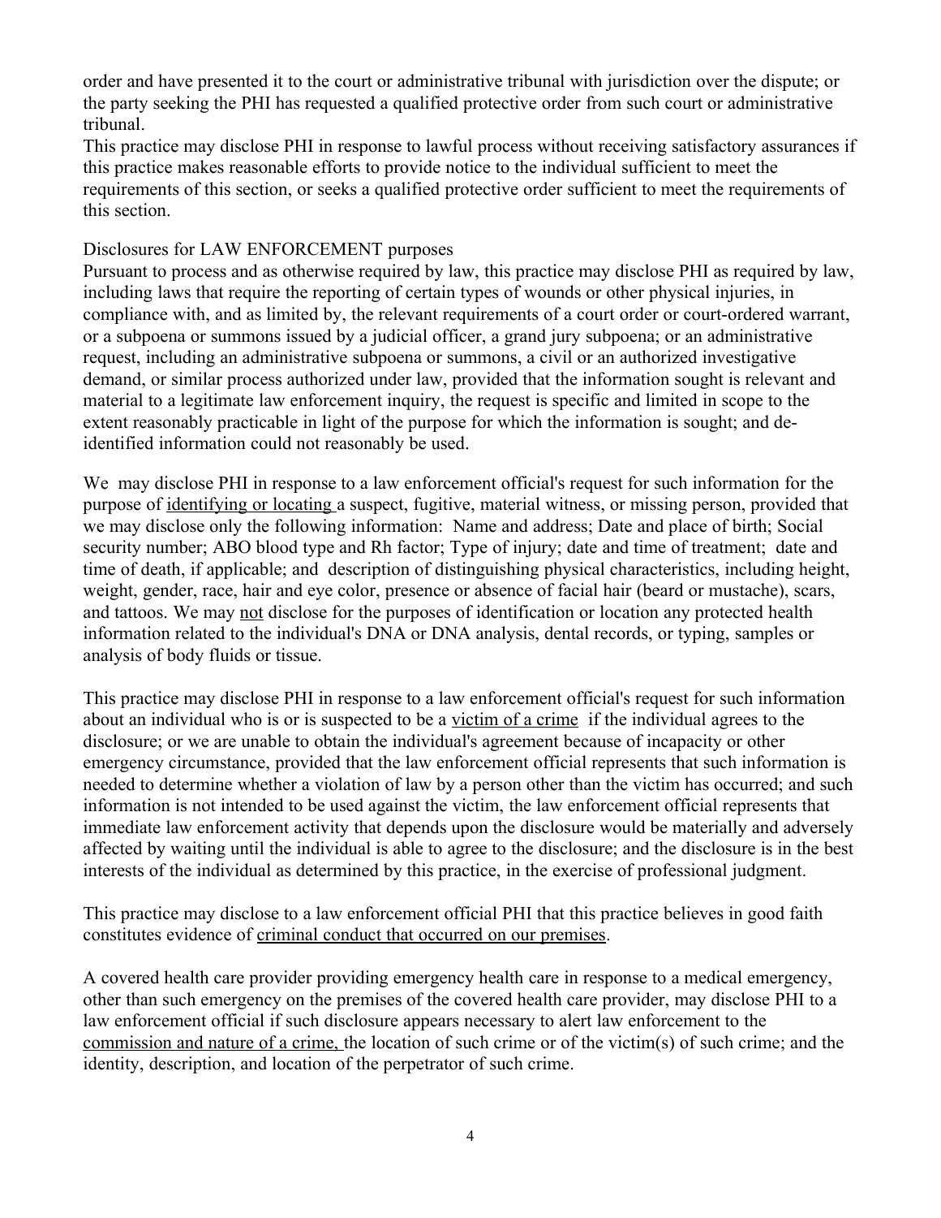order and have presented it to the court or administrative tribunal with jurisdiction over the dispute; or the party seeking the PHI has requested a qualified protective order from such court or administrative tribunal.

This practice may disclose PHI in response to lawful process without receiving satisfactory assurances if this practice makes reasonable efforts to provide notice to the individual sufficient to meet the requirements of this section, or seeks a qualified protective order sufficient to meet the requirements of this section.

Disclosures for LAW ENFORCEMENT purposes

Pursuant to process and as otherwise required by law, this practice may disclose PHI as required by law, including laws that require the reporting of certain types of wounds or other physical injuries, in compliance with, and as limited by, the relevant requirements of a court order or court-ordered warrant, or a subpoena or summons issued by a judicial officer, a grand jury subpoena; or an administrative request, including an administrative subpoena or summons, a civil or an authorized investigative demand, or similar process authorized under law, provided that the information sought is relevant and material to a legitimate law enforcement inquiry, the request is specific and limited in scope to the extent reasonably practicable in light of the purpose for which the information is sought; and de-identified information could not reasonably be used.

We may disclose PHI in response to a law enforcement official's request for such information for the purpose of identifying or locating a suspect, fugitive, material witness, or missing person, provided that we may disclose only the following information: Name and address; Date and place of birth; Social security number; ABO blood type and Rh factor; Type of injury; date and time of treatment; date and time of death, if applicable; and description of distinguishing physical characteristics, including height, weight, gender, race, hair and eye color, presence or absence of facial hair (beard or mustache), scars, and tattoos. We may not disclose for the purposes of identification or location any protected health information related to the individual's DNA or DNA analysis, dental records, or typing, samples or analysis of body fluids or tissue.

This practice may disclose PHI in response to a law enforcement official's request for such information about an individual who is or is suspected to be a victim of a crime if the individual agrees to the disclosure; or we are unable to obtain the individual's agreement because of incapacity or other emergency circumstance, provided that the law enforcement official represents that such information is needed to determine whether a violation of law by a person other than the victim has occurred; and such information is not intended to be used against the victim, the law enforcement official represents that immediate law enforcement activity that depends upon the disclosure would be materially and adversely affected by waiting until the individual is able to agree to the disclosure; and the disclosure is in the best interests of the individual as determined by this practice, in the exercise of professional judgment.

This practice may disclose to a law enforcement official PHI that this practice believes in good faith constitutes evidence of criminal conduct that occurred on our premises.

A covered health care provider providing emergency health care in response to a medical emergency, other than such emergency on the premises of the covered health care provider, may disclose PHI to a law enforcement official if such disclosure appears necessary to alert law enforcement to the commission and nature of a crime, the location of such crime or of the victim(s) of such crime; and the identity, description, and location of the perpetrator of such crime.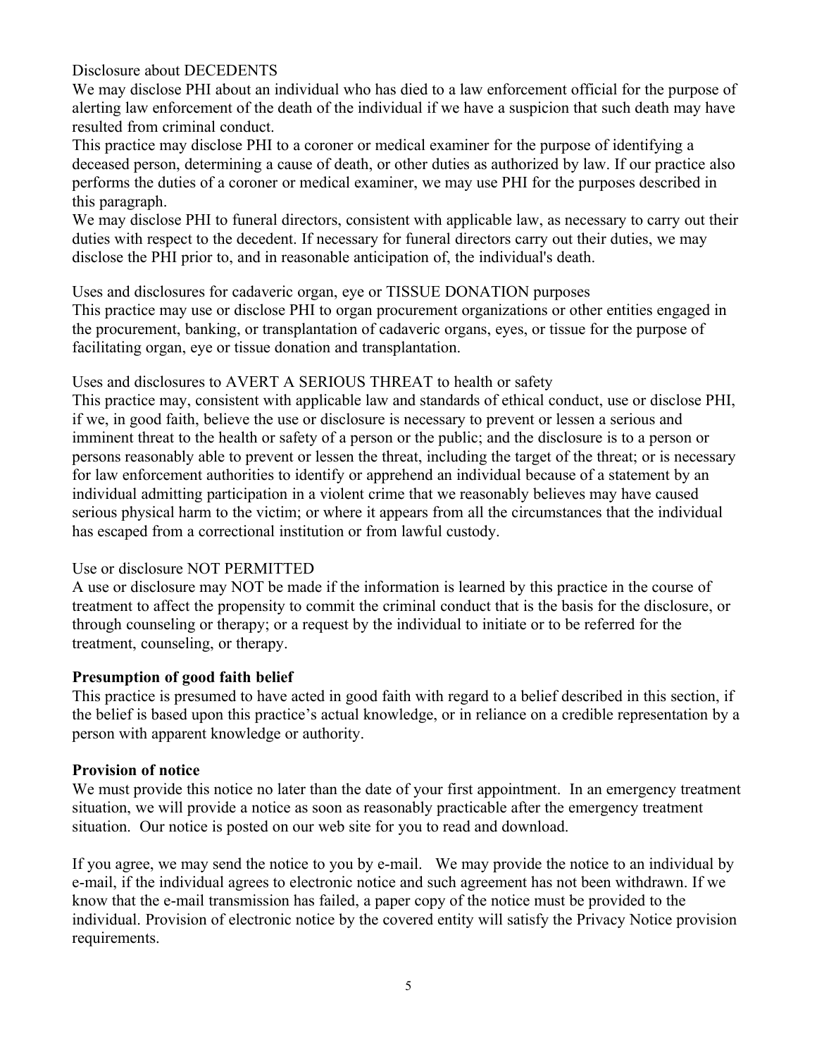Disclosure about DECEDENTS

We may disclose PHI about an individual who has died to a law enforcement official for the purpose of alerting law enforcement of the death of the individual if we have a suspicion that such death may have resulted from criminal conduct.

This practice may disclose PHI to a coroner or medical examiner for the purpose of identifying a deceased person, determining a cause of death, or other duties as authorized by law. If our practice also performs the duties of a coroner or medical examiner, we may use PHI for the purposes described in this paragraph.

We may disclose PHI to funeral directors, consistent with applicable law, as necessary to carry out their duties with respect to the decedent. If necessary for funeral directors carry out their duties, we may disclose the PHI prior to, and in reasonable anticipation of, the individual's death.

Uses and disclosures for cadaveric organ, eye or TISSUE DONATION purposes

This practice may use or disclose PHI to organ procurement organizations or other entities engaged in the procurement, banking, or transplantation of cadaveric organs, eyes, or tissue for the purpose of facilitating organ, eye or tissue donation and transplantation.

Uses and disclosures to AVERT A SERIOUS THREAT to health or safety

This practice may, consistent with applicable law and standards of ethical conduct, use or disclose PHI, if we, in good faith, believe the use or disclosure is necessary to prevent or lessen a serious and imminent threat to the health or safety of a person or the public; and the disclosure is to a person or persons reasonably able to prevent or lessen the threat, including the target of the threat; or is necessary for law enforcement authorities to identify or apprehend an individual because of a statement by an individual admitting participation in a violent crime that we reasonably believes may have caused serious physical harm to the victim; or where it appears from all the circumstances that the individual has escaped from a correctional institution or from lawful custody.

Use or disclosure NOT PERMITTED

A use or disclosure may NOT be made if the information is learned by this practice in the course of treatment to affect the propensity to commit the criminal conduct that is the basis for the disclosure, or through counseling or therapy; or a request by the individual to initiate or to be referred for the treatment, counseling, or therapy.

**Presumption of good faith belief**

This practice is presumed to have acted in good faith with regard to a belief described in this section, if the belief is based upon this practice's actual knowledge, or in reliance on a credible representation by a person with apparent knowledge or authority.

**Provision of notice**

We must provide this notice no later than the date of your first appointment. In an emergency treatment situation, we will provide a notice as soon as reasonably practicable after the emergency treatment situation. Our notice is posted on our web site for you to read and download.

If you agree, we may send the notice to you by e-mail. We may provide the notice to an individual by e-mail, if the individual agrees to electronic notice and such agreement has not been withdrawn. If we know that the e-mail transmission has failed, a paper copy of the notice must be provided to the individual. Provision of electronic notice by the covered entity will satisfy the Privacy Notice provision requirements.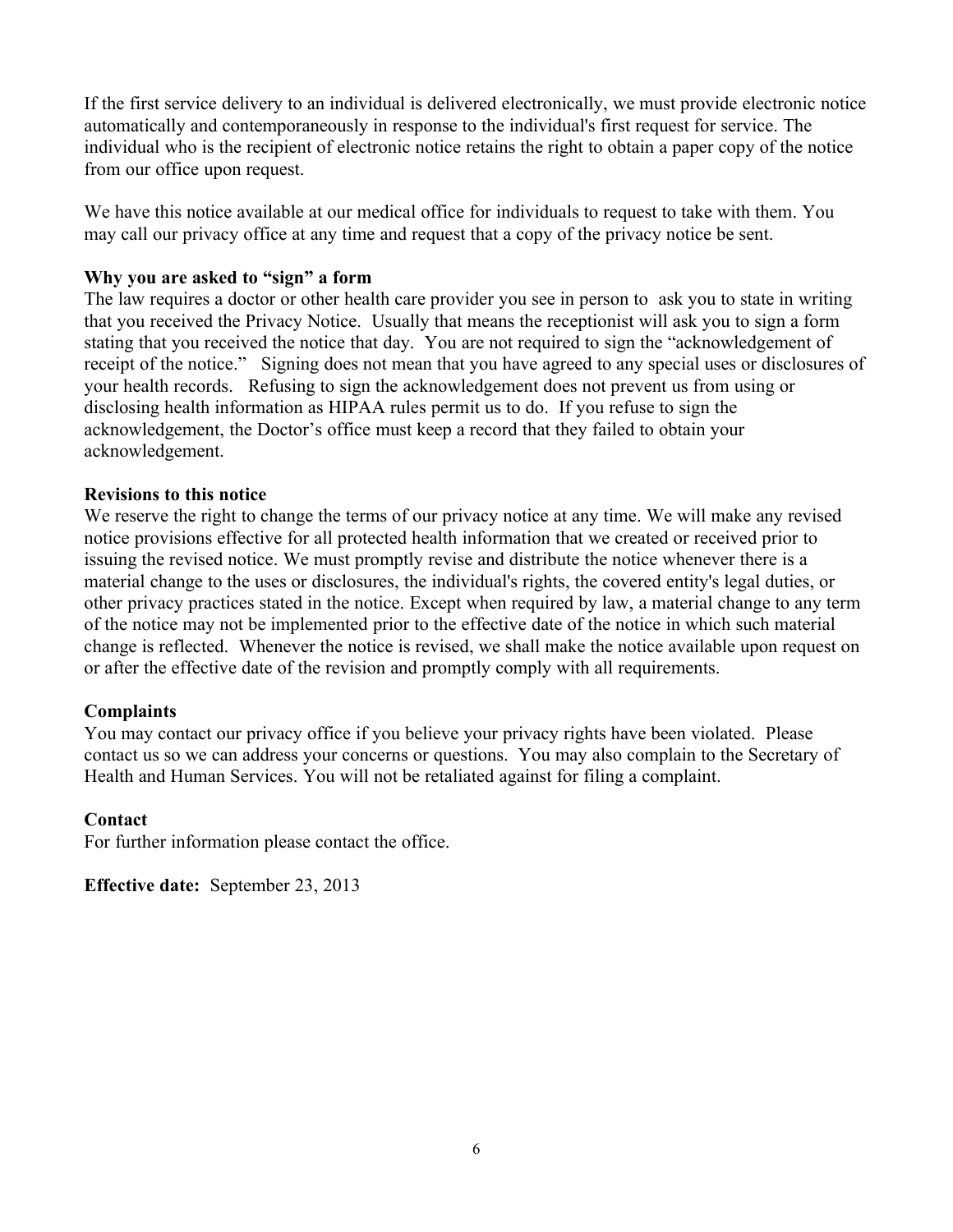If the first service delivery to an individual is delivered electronically, we must provide electronic notice automatically and contemporaneously in response to the individual's first request for service. The individual who is the recipient of electronic notice retains the right to obtain a paper copy of the notice from our office upon request.

We have this notice available at our medical office for individuals to request to take with them. You may call our privacy office at any time and request that a copy of the privacy notice be sent.

**Why you are asked to "sign" a form**

The law requires a doctor or other health care provider you see in person to ask you to state in writing that you received the Privacy Notice. Usually that means the receptionist will ask you to sign a form stating that you received the notice that day. You are not required to sign the "acknowledgement of receipt of the notice." Signing does not mean that you have agreed to any special uses or disclosures of your health records. Refusing to sign the acknowledgement does not prevent us from using or disclosing health information as HIPAA rules permit us to do. If you refuse to sign the acknowledgement, the Doctor's office must keep a record that they failed to obtain your acknowledgement.

**Revisions to this notice**

We reserve the right to change the terms of our privacy notice at any time. We will make any revised notice provisions effective for all protected health information that we created or received prior to issuing the revised notice. We must promptly revise and distribute the notice whenever there is a material change to the uses or disclosures, the individual's rights, the covered entity's legal duties, or other privacy practices stated in the notice. Except when required by law, a material change to any term of the notice may not be implemented prior to the effective date of the notice in which such material change is reflected. Whenever the notice is revised, we shall make the notice available upon request on or after the effective date of the revision and promptly comply with all requirements.

**Complaints**

You may contact our privacy office if you believe your privacy rights have been violated. Please contact us so we can address your concerns or questions. You may also complain to the Secretary of Health and Human Services. You will not be retaliated against for filing a complaint.

**Contact**

For further information please contact the office.

**Effective date:** September 23, 2013